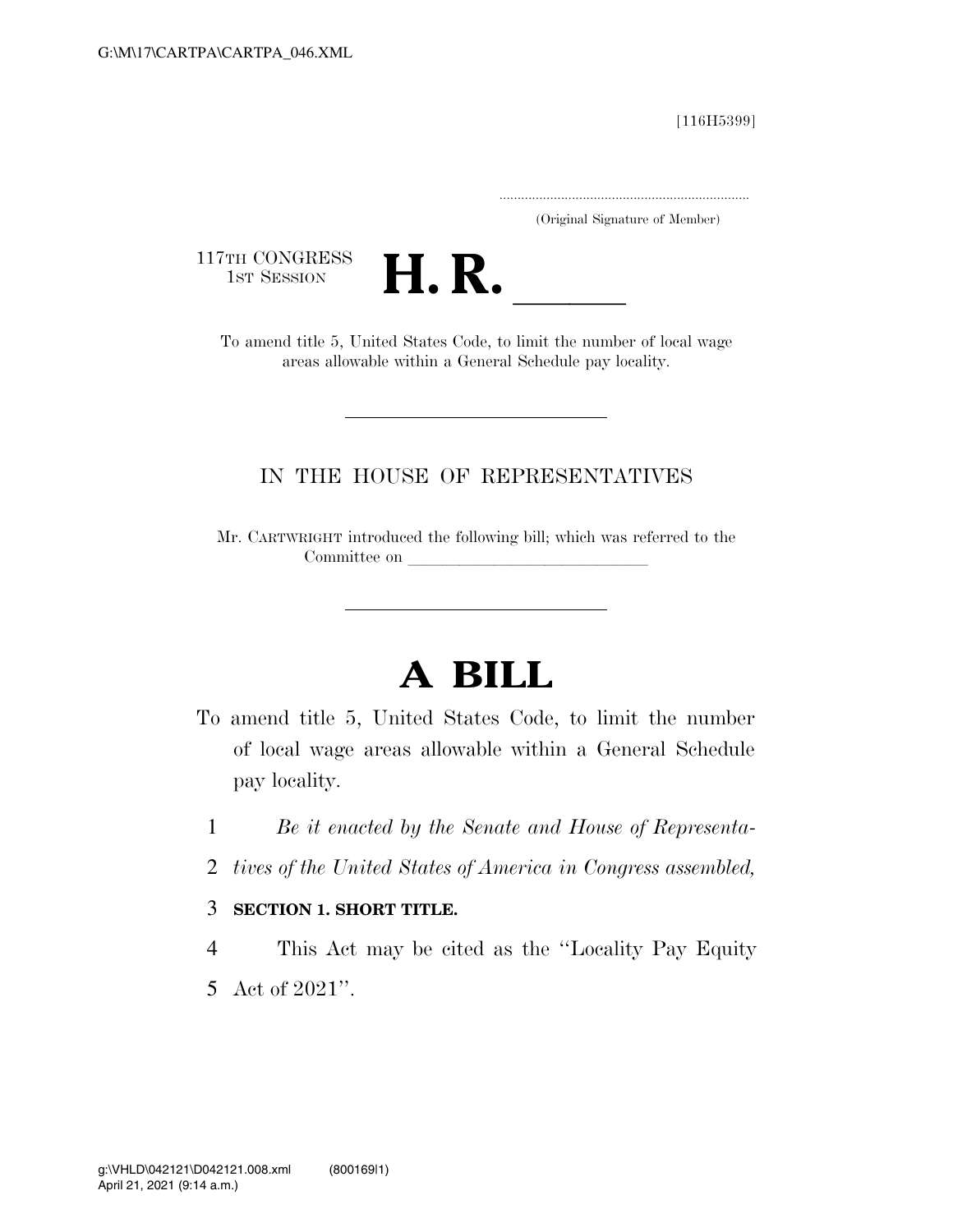[116H5399]

.....................................................................

(Original Signature of Member)

117TH CONGRESS
1ST SESSION

# H. R. \_\_\_\_\_

To amend title 5, United States Code, to limit the number of local wage areas allowable within a General Schedule pay locality.

---

IN THE HOUSE OF REPRESENTATIVES

Mr. CARTWRIGHT introduced the following bill; which was referred to the Committee on \_\_\_\_\_\_\_\_\_\_\_\_\_\_\_\_\_\_\_\_\_\_\_\_\_\_\_\_\_\_

---

# A BILL

To amend title 5, United States Code, to limit the number of local wage areas allowable within a General Schedule pay locality.

1 *Be it enacted by the Senate and House of Representa-*
2 *tives of the United States of America in Congress assembled,*

3 **SECTION 1. SHORT TITLE.**

4 This Act may be cited as the ''Locality Pay Equity
5 Act of 2021''.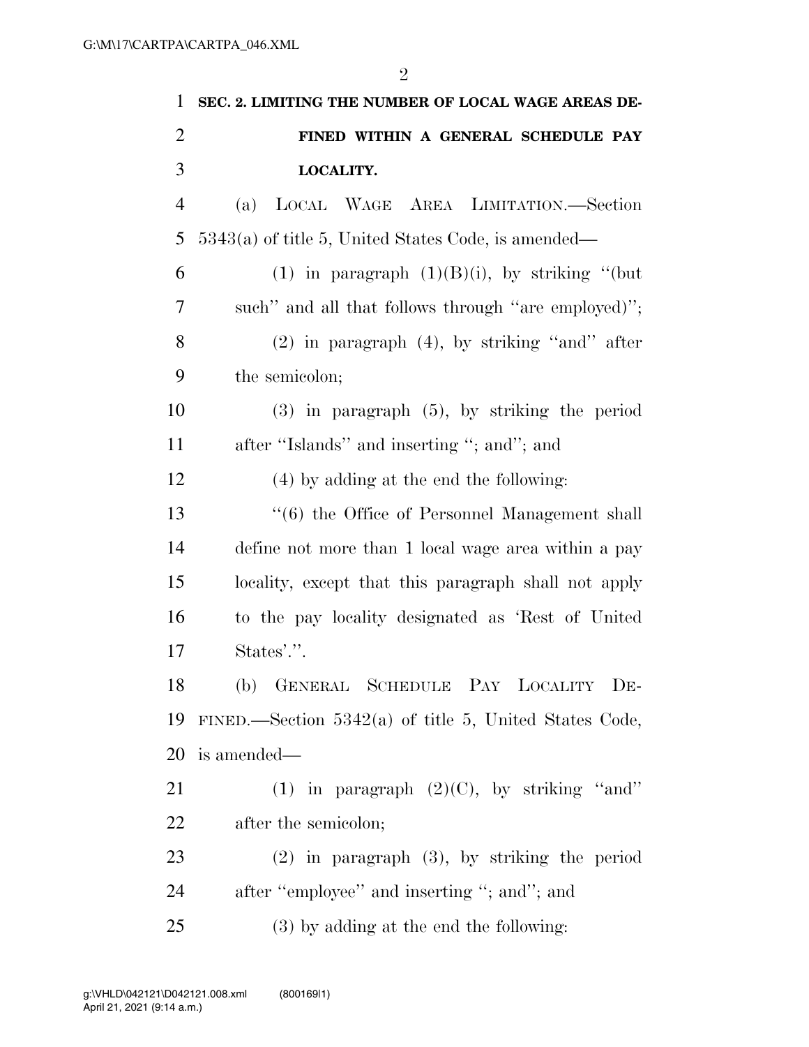**SEC. 2. LIMITING THE NUMBER OF LOCAL WAGE AREAS DEFINED WITHIN A GENERAL SCHEDULE PAY LOCALITY.**

(a) LOCAL WAGE AREA LIMITATION.—Section 5343(a) of title 5, United States Code, is amended—

(1) in paragraph (1)(B)(i), by striking ''(but such'' and all that follows through ''are employed)'';

(2) in paragraph (4), by striking ''and'' after the semicolon;

(3) in paragraph (5), by striking the period after ''Islands'' and inserting ''; and''; and

(4) by adding at the end the following:

''(6) the Office of Personnel Management shall define not more than 1 local wage area within a pay locality, except that this paragraph shall not apply to the pay locality designated as 'Rest of United States'.''.

(b) GENERAL SCHEDULE PAY LOCALITY DEFINED.—Section 5342(a) of title 5, United States Code, is amended—

(1) in paragraph (2)(C), by striking ''and'' after the semicolon;

(2) in paragraph (3), by striking the period after ''employee'' and inserting ''; and''; and

(3) by adding at the end the following: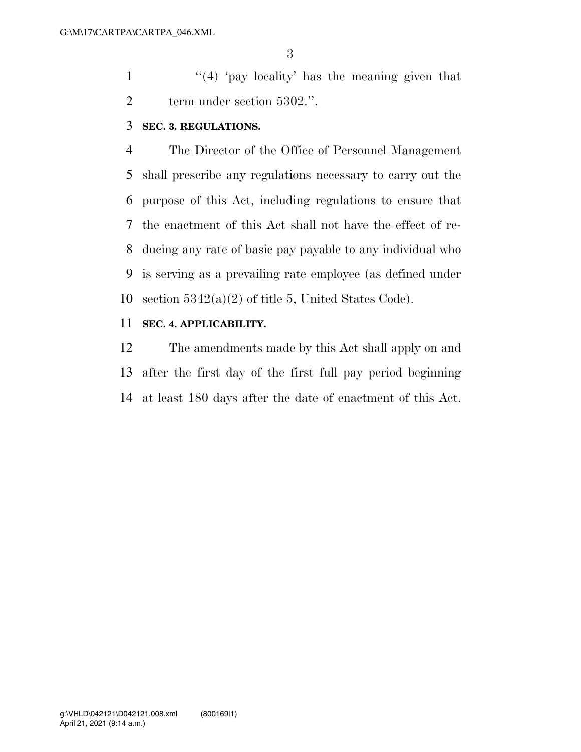"(4) 'pay locality' has the meaning given that term under section 5302.".

**SEC. 3. REGULATIONS.**

The Director of the Office of Personnel Management shall prescribe any regulations necessary to carry out the purpose of this Act, including regulations to ensure that the enactment of this Act shall not have the effect of reducing any rate of basic pay payable to any individual who is serving as a prevailing rate employee (as defined under section 5342(a)(2) of title 5, United States Code).

**SEC. 4. APPLICABILITY.**

The amendments made by this Act shall apply on and after the first day of the first full pay period beginning at least 180 days after the date of enactment of this Act.